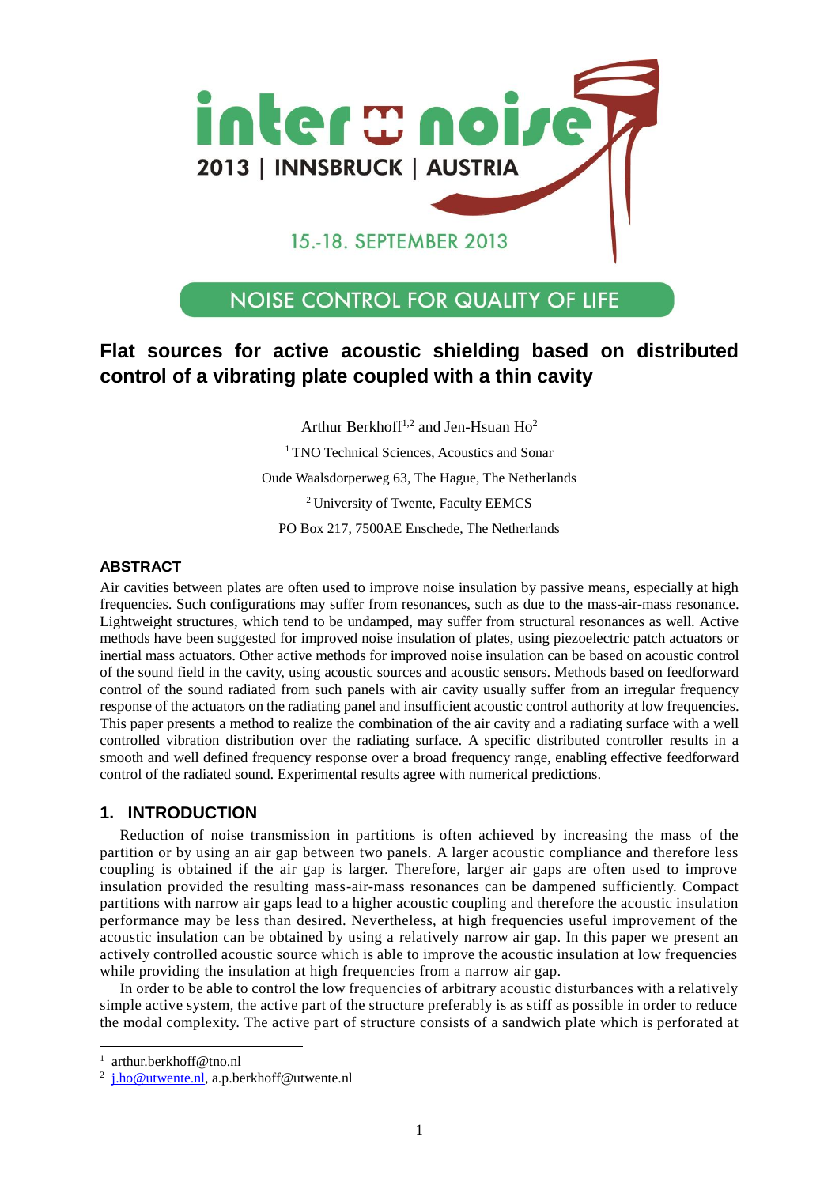# Flat sources for active acoustic shielding based on distributed control of a vibrating plate coupled with a thin cavity

Arthur Berkhoff[1,2] and Jen-Hsuan Ho[2]

[1] TNO Technical Sciences, Acoustics and Sonar

Oude Waalsdorperweg 63, The Hague, The Netherlands

[2] University of Twente, Faculty EEMCS

PO Box 217, 7500AE Enschede, The Netherlands

## ABSTRACT

Air cavities between plates are often used to improve noise insulation by passive means, especially at high frequencies. Such configurations may suffer from resonances, such as due to the mass-air-mass resonance. Lightweight structures, which tend to be undamped, may suffer from structural resonances as well. Active methods have been suggested for improved noise insulation of plates, using piezoelectric patch actuators or inertial mass actuators. Other active methods for improved noise insulation can be based on acoustic control of the sound field in the cavity, using acoustic sources and acoustic sensors. Methods based on feedforward control of the sound radiated from such panels with air cavity usually suffer from an irregular frequency response of the actuators on the radiating panel and insufficient acoustic control authority at low frequencies. This paper presents a method to realize the combination of the air cavity and a radiating surface with a well controlled vibration distribution over the radiating surface. A specific distributed controller results in a smooth and well defined frequency response over a broad frequency range, enabling effective feedforward control of the radiated sound. Experimental results agree with numerical predictions.

## 1. INTRODUCTION

Reduction of noise transmission in partitions is often achieved by increasing the mass of the partition or by using an air gap between two panels. A larger acoustic compliance and therefore less coupling is obtained if the air gap is larger. Therefore, larger air gaps are often used to improve insulation provided the resulting mass-air-mass resonances can be dampened sufficiently. Compact partitions with narrow air gaps lead to a higher acoustic coupling and therefore the acoustic insulation performance may be less than desired. Nevertheless, at high frequencies useful improvement of the acoustic insulation can be obtained by using a relatively narrow air gap. In this paper we present an actively controlled acoustic source which is able to improve the acoustic insulation at low frequencies while providing the insulation at high frequencies from a narrow air gap.

In order to be able to control the low frequencies of arbitrary acoustic disturbances with a relatively simple active system, the active part of the structure preferably is as stiff as possible in order to reduce the modal complexity. The active part of structure consists of a sandwich plate which is perforated at

---

[1] arthur.berkhoff@tno.nl

[2] j.ho@utwente.nl, a.p.berkhoff@utwente.nl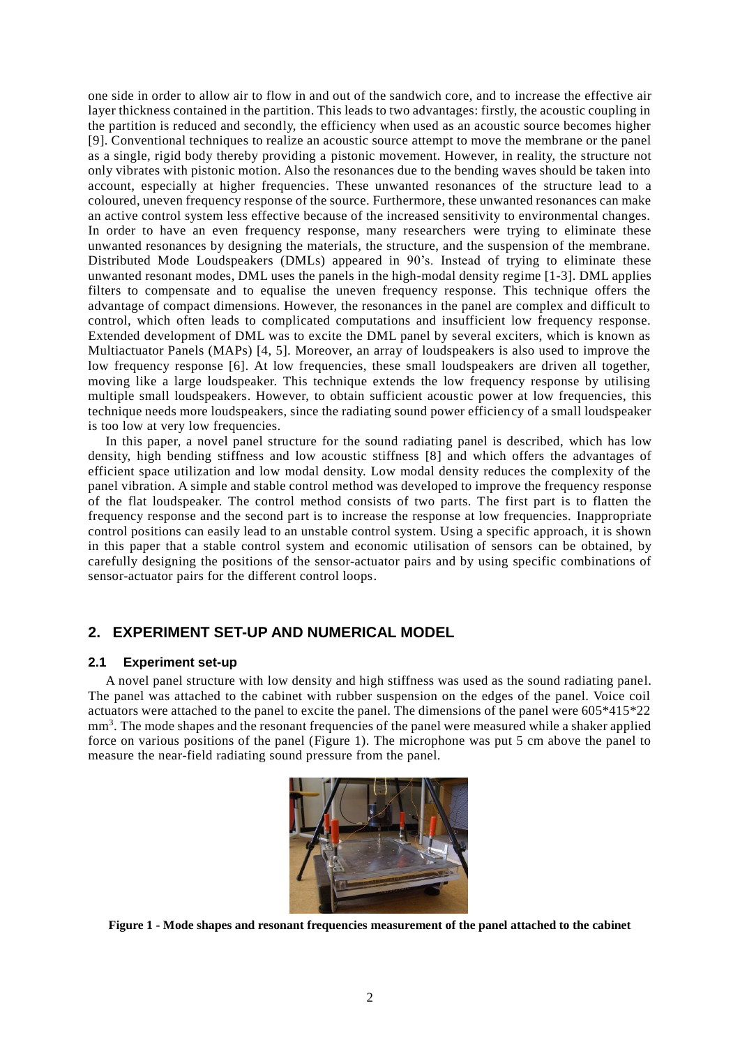one side in order to allow air to flow in and out of the sandwich core, and to increase the effective air layer thickness contained in the partition. This leads to two advantages: firstly, the acoustic coupling in the partition is reduced and secondly, the efficiency when used as an acoustic source becomes higher [9]. Conventional techniques to realize an acoustic source attempt to move the membrane or the panel as a single, rigid body thereby providing a pistonic movement. However, in reality, the structure not only vibrates with pistonic motion. Also the resonances due to the bending waves should be taken into account, especially at higher frequencies. These unwanted resonances of the structure lead to a coloured, uneven frequency response of the source. Furthermore, these unwanted resonances can make an active control system less effective because of the increased sensitivity to environmental changes. In order to have an even frequency response, many researchers were trying to eliminate these unwanted resonances by designing the materials, the structure, and the suspension of the membrane. Distributed Mode Loudspeakers (DMLs) appeared in 90's. Instead of trying to eliminate these unwanted resonant modes, DML uses the panels in the high-modal density regime [1-3]. DML applies filters to compensate and to equalise the uneven frequency response. This technique offers the advantage of compact dimensions. However, the resonances in the panel are complex and difficult to control, which often leads to complicated computations and insufficient low frequency response. Extended development of DML was to excite the DML panel by several exciters, which is known as Multiactuator Panels (MAPs) [4, 5]. Moreover, an array of loudspeakers is also used to improve the low frequency response [6]. At low frequencies, these small loudspeakers are driven all together, moving like a large loudspeaker. This technique extends the low frequency response by utilising multiple small loudspeakers. However, to obtain sufficient acoustic power at low frequencies, this technique needs more loudspeakers, since the radiating sound power efficiency of a small loudspeaker is too low at very low frequencies.

In this paper, a novel panel structure for the sound radiating panel is described, which has low density, high bending stiffness and low acoustic stiffness [8] and which offers the advantages of efficient space utilization and low modal density. Low modal density reduces the complexity of the panel vibration. A simple and stable control method was developed to improve the frequency response of the flat loudspeaker. The control method consists of two parts. The first part is to flatten the frequency response and the second part is to increase the response at low frequencies. Inappropriate control positions can easily lead to an unstable control system. Using a specific approach, it is shown in this paper that a stable control system and economic utilisation of sensors can be obtained, by carefully designing the positions of the sensor-actuator pairs and by using specific combinations of sensor-actuator pairs for the different control loops.

## 2. EXPERIMENT SET-UP AND NUMERICAL MODEL

### 2.1 Experiment set-up

A novel panel structure with low density and high stiffness was used as the sound radiating panel. The panel was attached to the cabinet with rubber suspension on the edges of the panel. Voice coil actuators were attached to the panel to excite the panel. The dimensions of the panel were 605*415*22 $mm^3$. The mode shapes and the resonant frequencies of the panel were measured while a shaker applied force on various positions of the panel (Figure 1). The microphone was put 5 cm above the panel to measure the near-field radiating sound pressure from the panel.

**Figure 1 - Mode shapes and resonant frequencies measurement of the panel attached to the cabinet**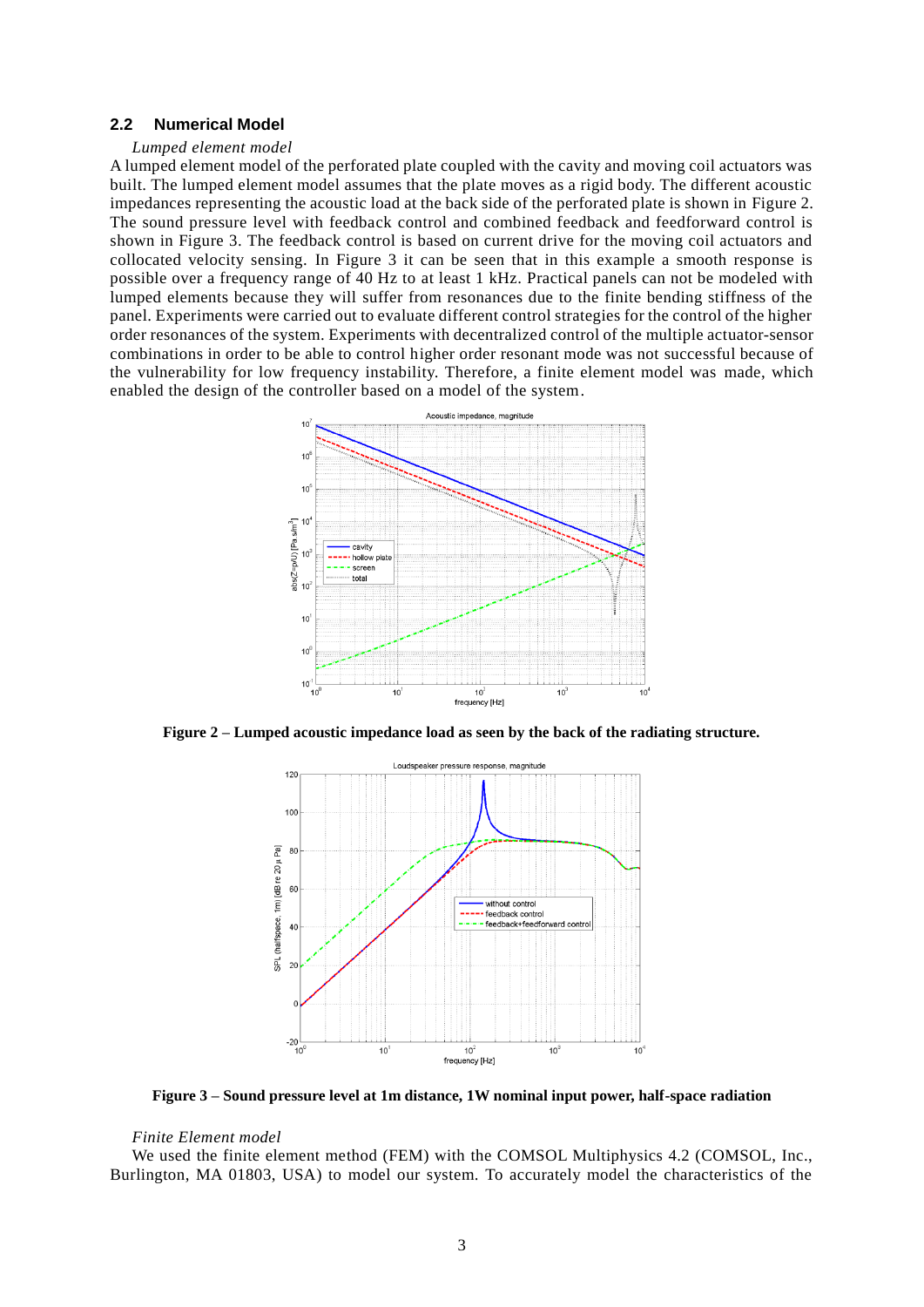## 2.2 Numerical Model

*Lumped element model*

A lumped element model of the perforated plate coupled with the cavity and moving coil actuators was built. The lumped element model assumes that the plate moves as a rigid body. The different acoustic impedances representing the acoustic load at the back side of the perforated plate is shown in Figure 2. The sound pressure level with feedback control and combined feedback and feedforward control is shown in Figure 3. The feedback control is based on current drive for the moving coil actuators and collocated velocity sensing. In Figure 3 it can be seen that in this example a smooth response is possible over a frequency range of 40 Hz to at least 1 kHz. Practical panels can not be modeled with lumped elements because they will suffer from resonances due to the finite bending stiffness of the panel. Experiments were carried out to evaluate different control strategies for the control of the higher order resonances of the system. Experiments with decentralized control of the multiple actuator-sensor combinations in order to be able to control higher order resonant mode was not successful because of the vulnerability for low frequency instability. Therefore, a finite element model was made, which enabled the design of the controller based on a model of the system.

**Figure 2 – Lumped acoustic impedance load as seen by the back of the radiating structure.**

**Figure 3 – Sound pressure level at 1m distance, 1W nominal input power, half-space radiation**

*Finite Element model*

We used the finite element method (FEM) with the COMSOL Multiphysics 4.2 (COMSOL, Inc., Burlington, MA 01803, USA) to model our system. To accurately model the characteristics of the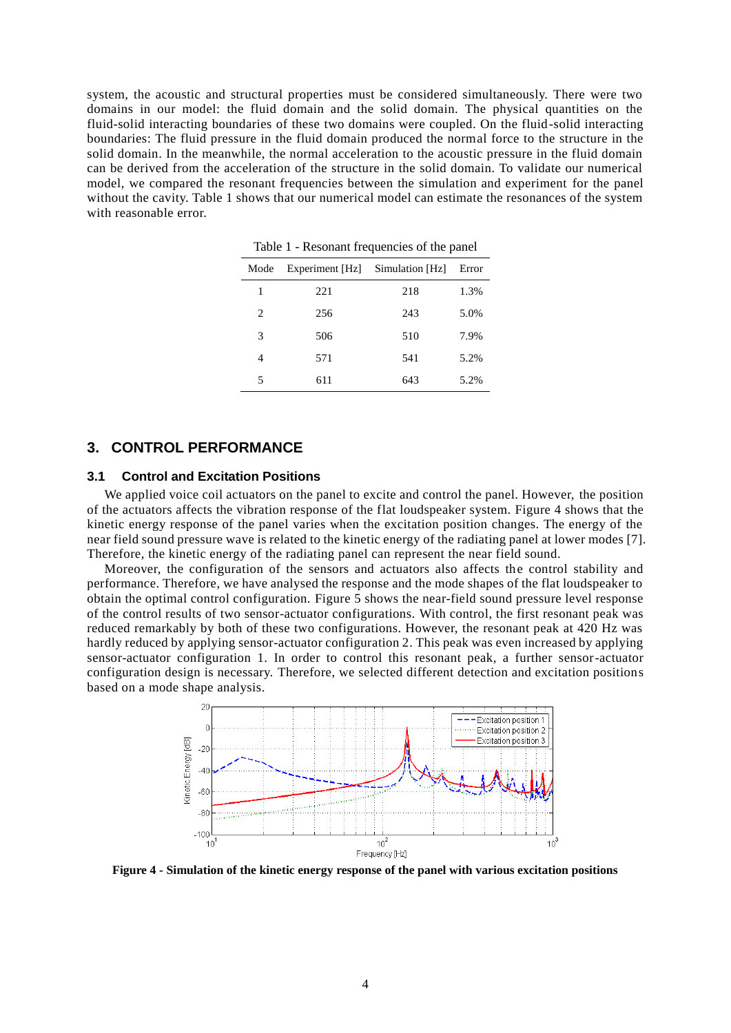system, the acoustic and structural properties must be considered simultaneously. There were two domains in our model: the fluid domain and the solid domain. The physical quantities on the fluid-solid interacting boundaries of these two domains were coupled. On the fluid-solid interacting boundaries: The fluid pressure in the fluid domain produced the normal force to the structure in the solid domain. In the meanwhile, the normal acceleration to the acoustic pressure in the fluid domain can be derived from the acceleration of the structure in the solid domain. To validate our numerical model, we compared the resonant frequencies between the simulation and experiment for the panel without the cavity. Table 1 shows that our numerical model can estimate the resonances of the system with reasonable error.

Table 1 - Resonant frequencies of the panel

| Mode | Experiment [Hz] | Simulation [Hz] | Error |
|---|---|---|---|
| 1 | 221 | 218 | 1.3% |
| 2 | 256 | 243 | 5.0% |
| 3 | 506 | 510 | 7.9% |
| 4 | 571 | 541 | 5.2% |
| 5 | 611 | 643 | 5.2% |

## 3. CONTROL PERFORMANCE

### 3.1 Control and Excitation Positions

We applied voice coil actuators on the panel to excite and control the panel. However, the position of the actuators affects the vibration response of the flat loudspeaker system. Figure 4 shows that the kinetic energy response of the panel varies when the excitation position changes. The energy of the near field sound pressure wave is related to the kinetic energy of the radiating panel at lower modes [7]. Therefore, the kinetic energy of the radiating panel can represent the near field sound.

Moreover, the configuration of the sensors and actuators also affects the control stability and performance. Therefore, we have analysed the response and the mode shapes of the flat loudspeaker to obtain the optimal control configuration. Figure 5 shows the near-field sound pressure level response of the control results of two sensor-actuator configurations. With control, the first resonant peak was reduced remarkably by both of these two configurations. However, the resonant peak at 420 Hz was hardly reduced by applying sensor-actuator configuration 2. This peak was even increased by applying sensor-actuator configuration 1. In order to control this resonant peak, a further sensor-actuator configuration design is necessary. Therefore, we selected different detection and excitation positions based on a mode shape analysis.

**Figure 4 - Simulation of the kinetic energy response of the panel with various excitation positions**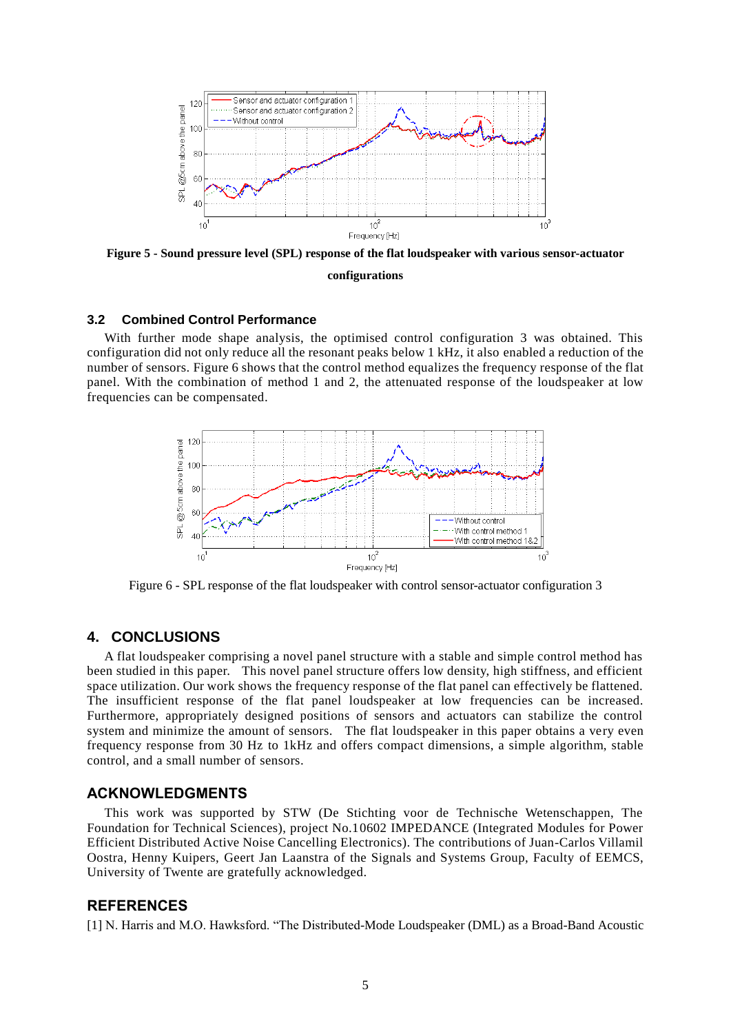**Figure 5 - Sound pressure level (SPL) response of the flat loudspeaker with various sensor-actuator configurations**

### 3.2 Combined Control Performance

With further mode shape analysis, the optimised control configuration 3 was obtained. This configuration did not only reduce all the resonant peaks below 1 kHz, it also enabled a reduction of the number of sensors. Figure 6 shows that the control method equalizes the frequency response of the flat panel. With the combination of method 1 and 2, the attenuated response of the loudspeaker at low frequencies can be compensated.

Figure 6 - SPL response of the flat loudspeaker with control sensor-actuator configuration 3

## 4. CONCLUSIONS

A flat loudspeaker comprising a novel panel structure with a stable and simple control method has been studied in this paper. This novel panel structure offers low density, high stiffness, and efficient space utilization. Our work shows the frequency response of the flat panel can effectively be flattened. The insufficient response of the flat panel loudspeaker at low frequencies can be increased. Furthermore, appropriately designed positions of sensors and actuators can stabilize the control system and minimize the amount of sensors. The flat loudspeaker in this paper obtains a very even frequency response from 30 Hz to 1kHz and offers compact dimensions, a simple algorithm, stable control, and a small number of sensors.

## ACKNOWLEDGMENTS

This work was supported by STW (De Stichting voor de Technische Wetenschappen, The Foundation for Technical Sciences), project No.10602 IMPEDANCE (Integrated Modules for Power Efficient Distributed Active Noise Cancelling Electronics). The contributions of Juan-Carlos Villamil Oostra, Henny Kuipers, Geert Jan Laanstra of the Signals and Systems Group, Faculty of EEMCS, University of Twente are gratefully acknowledged.

## REFERENCES

[1] N. Harris and M.O. Hawksford. "The Distributed-Mode Loudspeaker (DML) as a Broad-Band Acoustic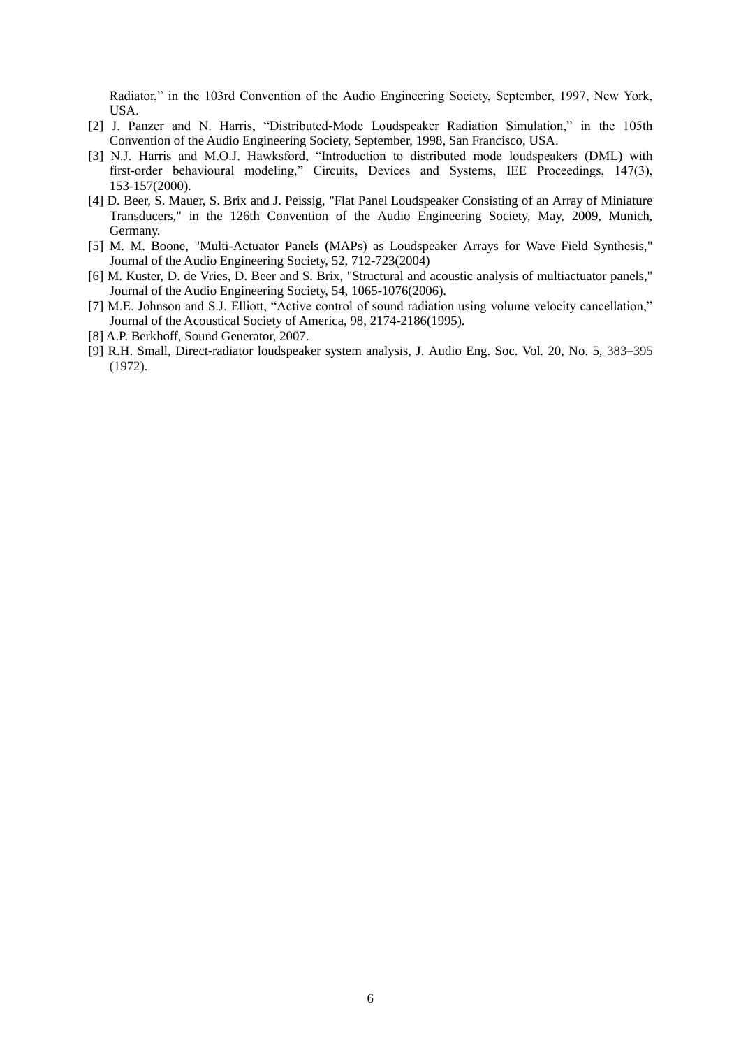Radiator," in the 103rd Convention of the Audio Engineering Society, September, 1997, New York, USA.

[2] J. Panzer and N. Harris, "Distributed-Mode Loudspeaker Radiation Simulation," in the 105th Convention of the Audio Engineering Society, September, 1998, San Francisco, USA.

[3] N.J. Harris and M.O.J. Hawksford, "Introduction to distributed mode loudspeakers (DML) with first-order behavioural modeling," Circuits, Devices and Systems, IEE Proceedings, 147(3), 153-157(2000).

[4] D. Beer, S. Mauer, S. Brix and J. Peissig, "Flat Panel Loudspeaker Consisting of an Array of Miniature Transducers," in the 126th Convention of the Audio Engineering Society, May, 2009, Munich, Germany.

[5] M. M. Boone, "Multi-Actuator Panels (MAPs) as Loudspeaker Arrays for Wave Field Synthesis," Journal of the Audio Engineering Society, 52, 712-723(2004)

[6] M. Kuster, D. de Vries, D. Beer and S. Brix, "Structural and acoustic analysis of multiactuator panels," Journal of the Audio Engineering Society, 54, 1065-1076(2006).

[7] M.E. Johnson and S.J. Elliott, "Active control of sound radiation using volume velocity cancellation," Journal of the Acoustical Society of America, 98, 2174-2186(1995).

[8] A.P. Berkhoff, Sound Generator, 2007.

[9] R.H. Small, Direct-radiator loudspeaker system analysis, J. Audio Eng. Soc. Vol. 20, No. 5, 383–395 (1972).